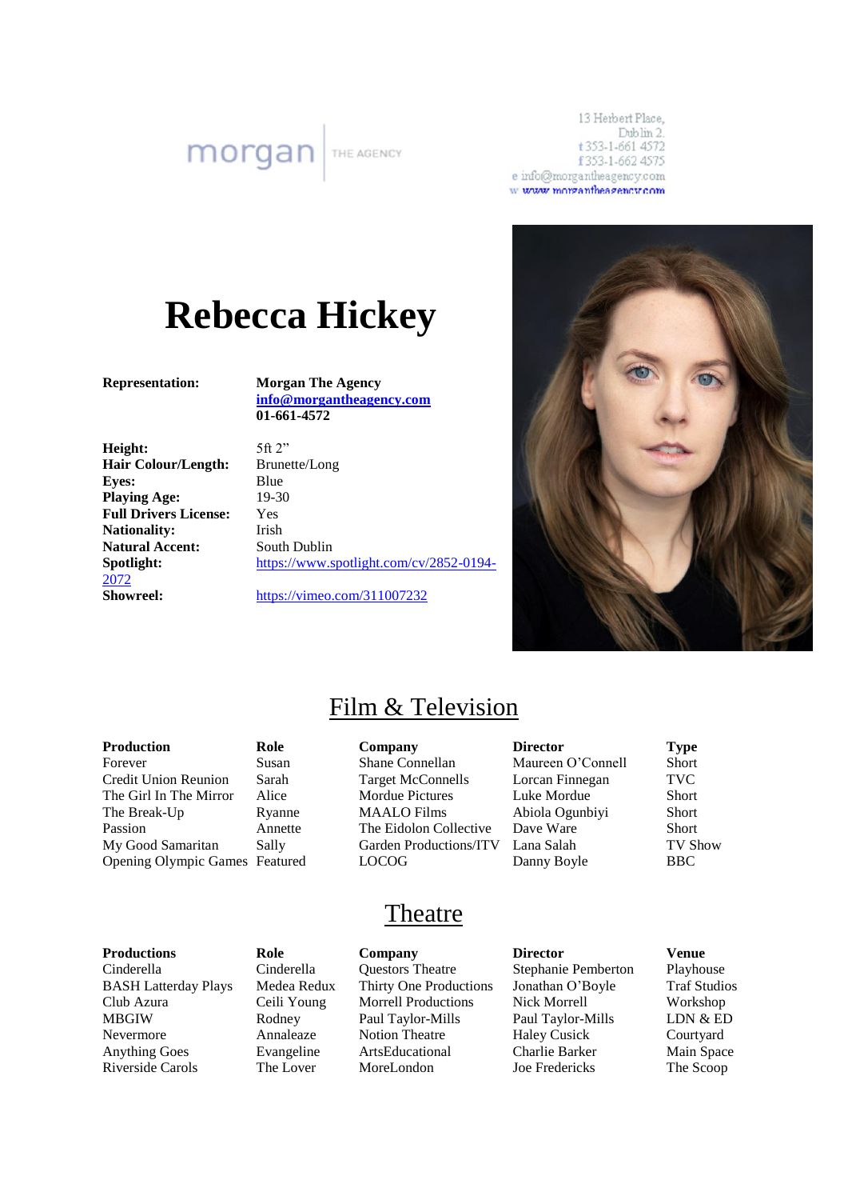morgan | THE AGENCY

13 Herbert Place,
Dublin 2.
t 353-1-661 4572
f 353-1-662 4575
e info@morgantheagency.com
w www.morgantheagency.com

# Rebecca Hickey

**Representation:** **Morgan The Agency**
**info@morgantheagency.com**
**01-661-4572**

| | |
|---|---|
| **Height:** | 5ft 2" |
| **Hair Colour/Length:** | Brunette/Long |
| **Eyes:** | Blue |
| **Playing Age:** | 19-30 |
| **Full Drivers License:** | Yes |
| **Nationality:** | Irish |
| **Natural Accent:** | South Dublin |
| **Spotlight:** | https://www.spotlight.com/cv/2852-0194-2072 |
| **Showreel:** | https://vimeo.com/311007232 |

## Film & Television

| **Production** | **Role** | **Company** | **Director** | **Type** |
|---|---|---|---|---|
| Forever | Susan | Shane Connellan | Maureen O'Connell | Short |
| Credit Union Reunion | Sarah | Target McConnells | Lorcan Finnegan | TVC |
| The Girl In The Mirror | Alice | Mordue Pictures | Luke Mordue | Short |
| The Break-Up | Ryanne | MAALO Films | Abiola Ogunbiyi | Short |
| Passion | Annette | The Eidolon Collective | Dave Ware | Short |
| My Good Samaritan | Sally | Garden Productions/ITV | Lana Salah | TV Show |
| Opening Olympic Games | Featured | LOCOG | Danny Boyle | BBC |

## Theatre

| **Productions** | **Role** | **Company** | **Director** | **Venue** |
|---|---|---|---|---|
| Cinderella | Cinderella | Questors Theatre | Stephanie Pemberton | Playhouse |
| BASH Latterday Plays | Medea Redux | Thirty One Productions | Jonathan O'Boyle | Traf Studios |
| Club Azura | Ceili Young | Morrell Productions | Nick Morrell | Workshop |
| MBGIW | Rodney | Paul Taylor-Mills | Paul Taylor-Mills | LDN & ED |
| Nevermore | Annaleaze | Notion Theatre | Haley Cusick | Courtyard |
| Anything Goes | Evangeline | ArtsEducational | Charlie Barker | Main Space |
| Riverside Carols | The Lover | MoreLondon | Joe Fredericks | The Scoop |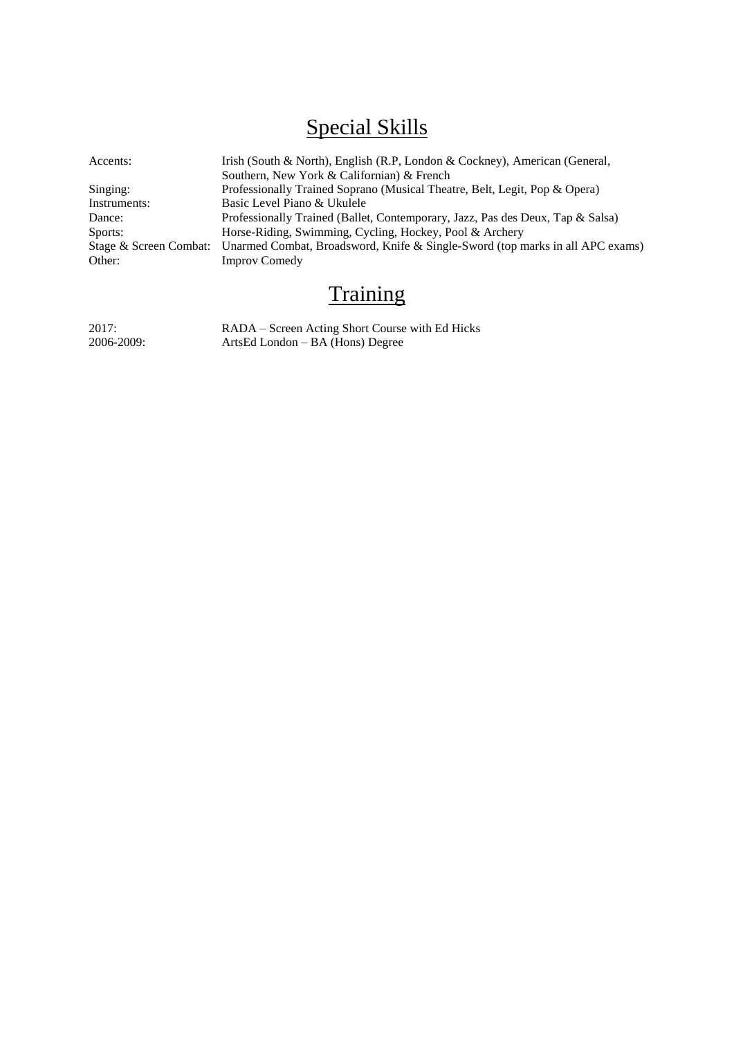## Special Skills

| | |
|---|---|
| Accents: | Irish (South & North), English (R.P, London & Cockney), American (General, Southern, New York & Californian) & French |
| Singing: | Professionally Trained Soprano (Musical Theatre, Belt, Legit, Pop & Opera) |
| Instruments: | Basic Level Piano & Ukulele |
| Dance: | Professionally Trained (Ballet, Contemporary, Jazz, Pas des Deux, Tap & Salsa) |
| Sports: | Horse-Riding, Swimming, Cycling, Hockey, Pool & Archery |
| Stage & Screen Combat: | Unarmed Combat, Broadsword, Knife & Single-Sword (top marks in all APC exams) |
| Other: | Improv Comedy |

## Training

| | |
|---|---|
| 2017: | RADA – Screen Acting Short Course with Ed Hicks |
| 2006-2009: | ArtsEd London – BA (Hons) Degree |